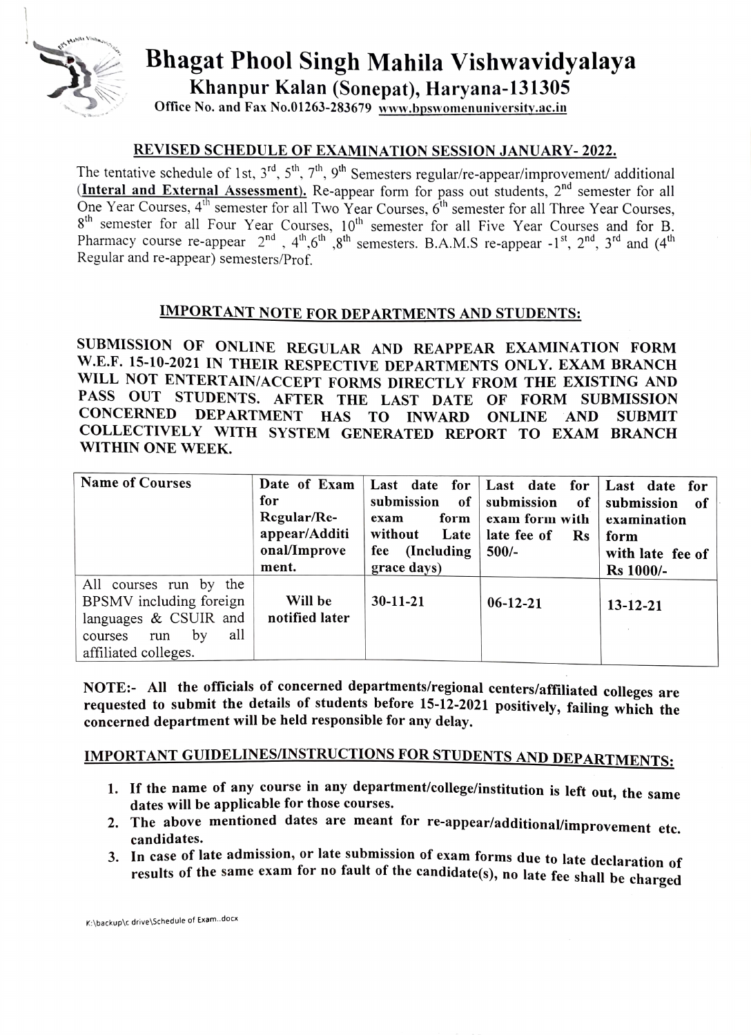# Bhagat Phool Singh Mahila Vishwavidyalaya

## Khanpur Kalan (Sonepat), Haryana-131305

**Office No. and Fax No.01263-283679 www.bpswomenuniversity.ac.in**

### REVISED SCHEDULE OF EXAMINATION SESSION JANUARY- 2022.

The tentative schedule of 1st, 3rd, 5th, 7th, 9th Semesters regular/re-appear/improvement/ additional (**Interal and External Assessment).** Re-appear form for pass out students, 2nd semester for all One Year Courses, 4th semester for all Two Year Courses, 6th semester for all Three Year Courses, 8th semester for all Four Year Courses, 10th semester for all Five Year Courses and for B. Pharmacy course re-appear 2nd, 4th, 6th, 8th semesters. B.A.M.S re-appear -1st, 2nd, 3rd and (4th Regular and re-appear) semesters/Prof.

### IMPORTANT NOTE FOR DEPARTMENTS AND STUDENTS:

**SUBMISSION OF ONLINE REGULAR AND REAPPEAR EXAMINATION FORM W.E.F. 15-10-2021 IN THEIR RESPECTIVE DEPARTMENTS ONLY. EXAM BRANCH WILL NOT ENTERTAIN/ACCEPT FORMS DIRECTLY FROM THE EXISTING AND PASS OUT STUDENTS. AFTER THE LAST DATE OF FORM SUBMISSION CONCERNED DEPARTMENT HAS TO INWARD ONLINE AND SUBMIT COLLECTIVELY WITH SYSTEM GENERATED REPORT TO EXAM BRANCH WITHIN ONE WEEK.**

| Name of Courses | Date of Exam for Regular/Re-appear/Additional/Improvement. | Last date for submission of exam form without Late fee (Including grace days) | Last date for submission of exam form with late fee of Rs 500/- | Last date for submission of examination form with late fee of Rs 1000/- |
|---|---|---|---|---|
| All courses run by the BPSMV including foreign languages & CSUIR and courses run by all affiliated colleges. | Will be notified later | 30-11-21 | 06-12-21 | 13-12-21 |

**NOTE:- All the officials of concerned departments/regional centers/affiliated colleges are requested to submit the details of students before 15-12-2021 positively, failing which the concerned department will be held responsible for any delay.**

### IMPORTANT GUIDELINES/INSTRUCTIONS FOR STUDENTS AND DEPARTMENTS:

1. **If the name of any course in any department/college/institution is left out, the same dates will be applicable for those courses.**
2. **The above mentioned dates are meant for re-appear/additional/improvement etc. candidates.**
3. **In case of late admission, or late submission of exam forms due to late declaration of results of the same exam for no fault of the candidate(s), no late fee shall be charged**

K:\backup\c drive\Schedule of Exam..docx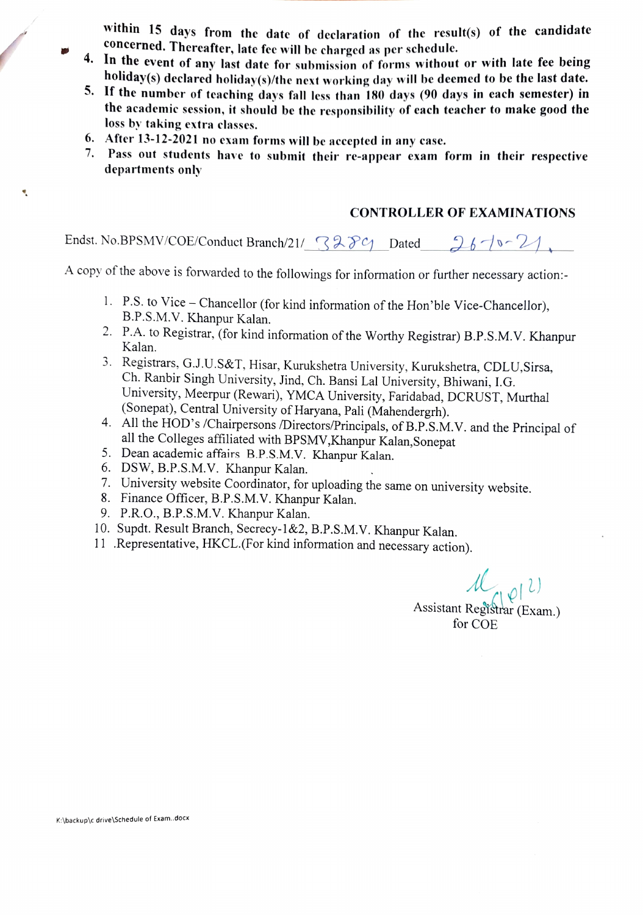within 15 days from the date of declaration of the result(s) of the candidate concerned. Thereafter, late fee will be charged as per schedule.

4. In the event of any last date for submission of forms without or with late fee being holiday(s) declared holiday(s)/the next working day will be deemed to be the last date.
5. If the number of teaching days fall less than 180 days (90 days in each semester) in the academic session, it should be the responsibility of each teacher to make good the loss by taking extra classes.
6. After 13-12-2021 no exam forms will be accepted in any case.
7. Pass out students have to submit their re-appear exam form in their respective departments only

**CONTROLLER OF EXAMINATIONS**

Endst. No.BPSMV/COE/Conduct Branch/21/ 3289 Dated 26-10-21.

A copy of the above is forwarded to the followings for information or further necessary action:-

1. P.S. to Vice – Chancellor (for kind information of the Hon'ble Vice-Chancellor), B.P.S.M.V. Khanpur Kalan.
2. P.A. to Registrar, (for kind information of the Worthy Registrar) B.P.S.M.V. Khanpur Kalan.
3. Registrars, G.J.U.S&T, Hisar, Kurukshetra University, Kurukshetra, CDLU,Sirsa, Ch. Ranbir Singh University, Jind, Ch. Bansi Lal University, Bhiwani, I.G. University, Meerpur (Rewari), YMCA University, Faridabad, DCRUST, Murthal (Sonepat), Central University of Haryana, Pali (Mahendergrh).
4. All the HOD's /Chairpersons /Directors/Principals, of B.P.S.M.V. and the Principal of all the Colleges affiliated with BPSMV,Khanpur Kalan,Sonepat
5. Dean academic affairs B.P.S.M.V. Khanpur Kalan.
6. DSW, B.P.S.M.V. Khanpur Kalan.
7. University website Coordinator, for uploading the same on university website.
8. Finance Officer, B.P.S.M.V. Khanpur Kalan.
9. P.R.O., B.P.S.M.V. Khanpur Kalan.
10. Supdt. Result Branch, Secrecy-1&2, B.P.S.M.V. Khanpur Kalan.
11. Representative, HKCL.(For kind information and necessary action).

Assistant Registrar (Exam.)
for COE

K:\backup\c drive\Schedule of Exam..docx